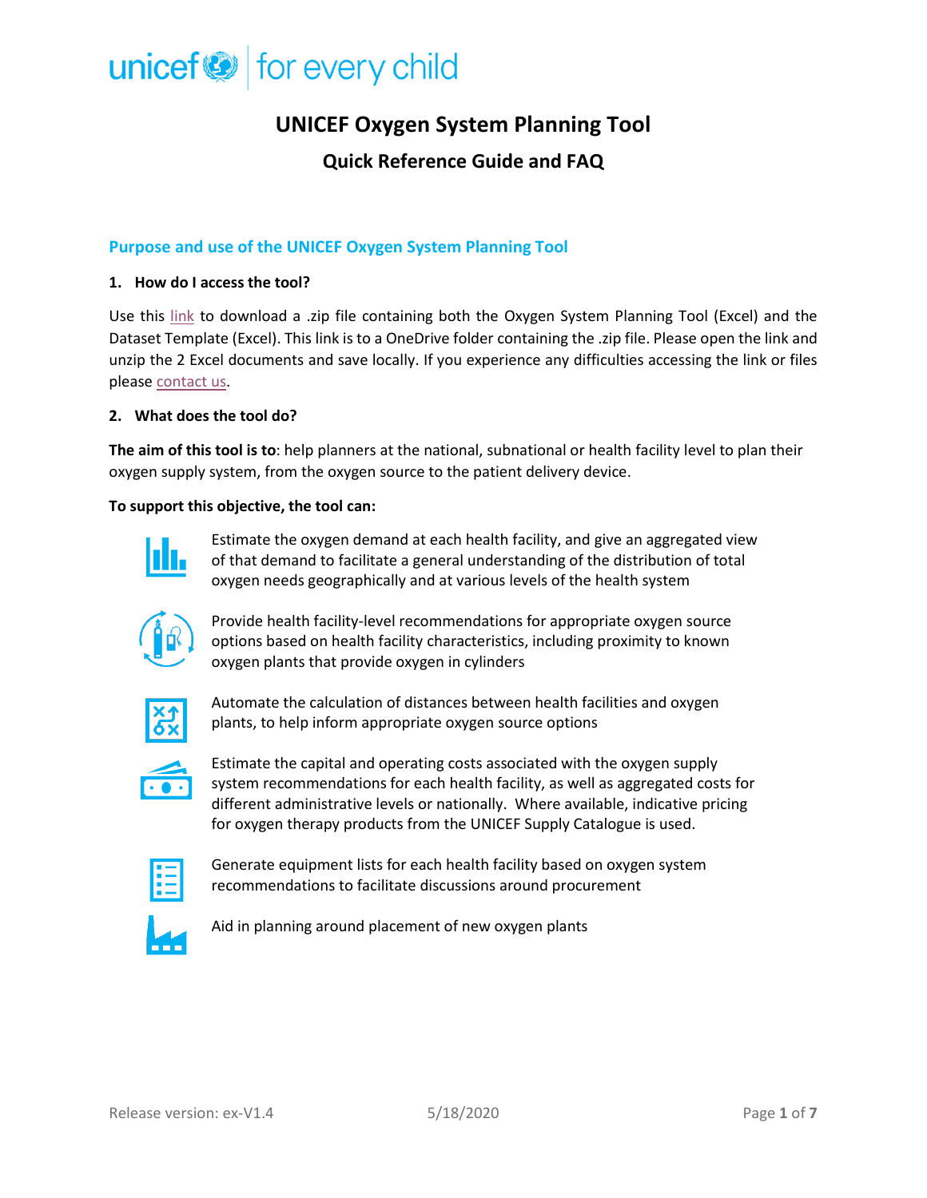# UNICEF Oxygen System Planning Tool

## Quick Reference Guide and FAQ

### Purpose and use of the UNICEF Oxygen System Planning Tool

**1. How do I access the tool?**

Use this link to download a .zip file containing both the Oxygen System Planning Tool (Excel) and the Dataset Template (Excel). This link is to a OneDrive folder containing the .zip file. Please open the link and unzip the 2 Excel documents and save locally. If you experience any difficulties accessing the link or files please contact us.

**2. What does the tool do?**

**The aim of this tool is to**: help planners at the national, subnational or health facility level to plan their oxygen supply system, from the oxygen source to the patient delivery device.

**To support this objective, the tool can:**

- Estimate the oxygen demand at each health facility, and give an aggregated view of that demand to facilitate a general understanding of the distribution of total oxygen needs geographically and at various levels of the health system
- Provide health facility-level recommendations for appropriate oxygen source options based on health facility characteristics, including proximity to known oxygen plants that provide oxygen in cylinders
- Automate the calculation of distances between health facilities and oxygen plants, to help inform appropriate oxygen source options
- Estimate the capital and operating costs associated with the oxygen supply system recommendations for each health facility, as well as aggregated costs for different administrative levels or nationally. Where available, indicative pricing for oxygen therapy products from the UNICEF Supply Catalogue is used.
- Generate equipment lists for each health facility based on oxygen system recommendations to facilitate discussions around procurement
- Aid in planning around placement of new oxygen plants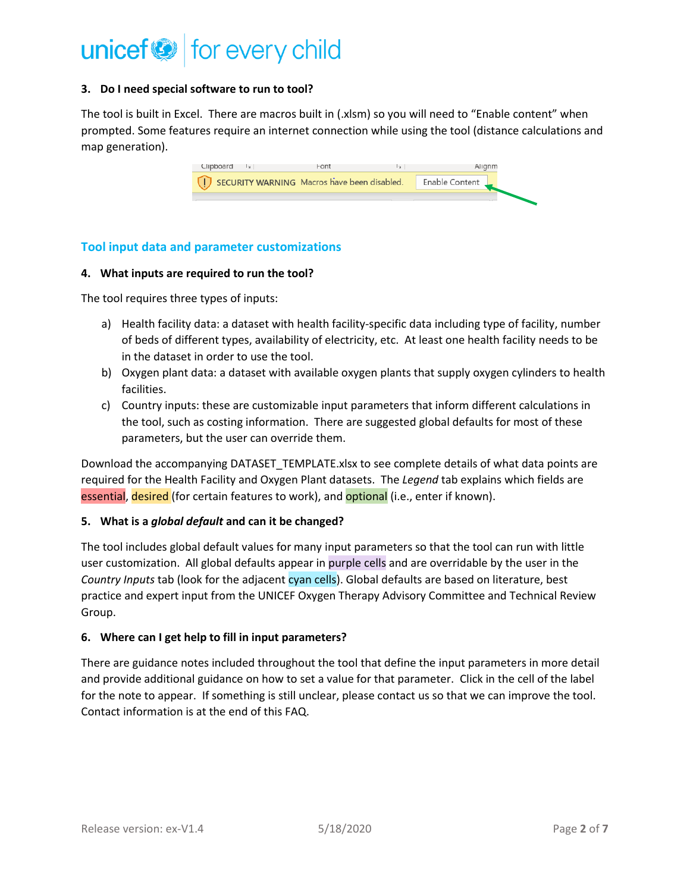### 3. Do I need special software to run to tool?

The tool is built in Excel. There are macros built in (.xlsm) so you will need to "Enable content" when prompted. Some features require an internet connection while using the tool (distance calculations and map generation).

## Tool input data and parameter customizations

### 4. What inputs are required to run the tool?

The tool requires three types of inputs:

a) Health facility data: a dataset with health facility-specific data including type of facility, number of beds of different types, availability of electricity, etc. At least one health facility needs to be in the dataset in order to use the tool.
b) Oxygen plant data: a dataset with available oxygen plants that supply oxygen cylinders to health facilities.
c) Country inputs: these are customizable input parameters that inform different calculations in the tool, such as costing information. There are suggested global defaults for most of these parameters, but the user can override them.

Download the accompanying DATASET_TEMPLATE.xlsx to see complete details of what data points are required for the Health Facility and Oxygen Plant datasets. The *Legend* tab explains which fields are essential, desired (for certain features to work), and optional (i.e., enter if known).

### 5. What is a *global default* and can it be changed?

The tool includes global default values for many input parameters so that the tool can run with little user customization. All global defaults appear in purple cells and are overridable by the user in the *Country Inputs* tab (look for the adjacent cyan cells). Global defaults are based on literature, best practice and expert input from the UNICEF Oxygen Therapy Advisory Committee and Technical Review Group.

### 6. Where can I get help to fill in input parameters?

There are guidance notes included throughout the tool that define the input parameters in more detail and provide additional guidance on how to set a value for that parameter. Click in the cell of the label for the note to appear. If something is still unclear, please contact us so that we can improve the tool. Contact information is at the end of this FAQ.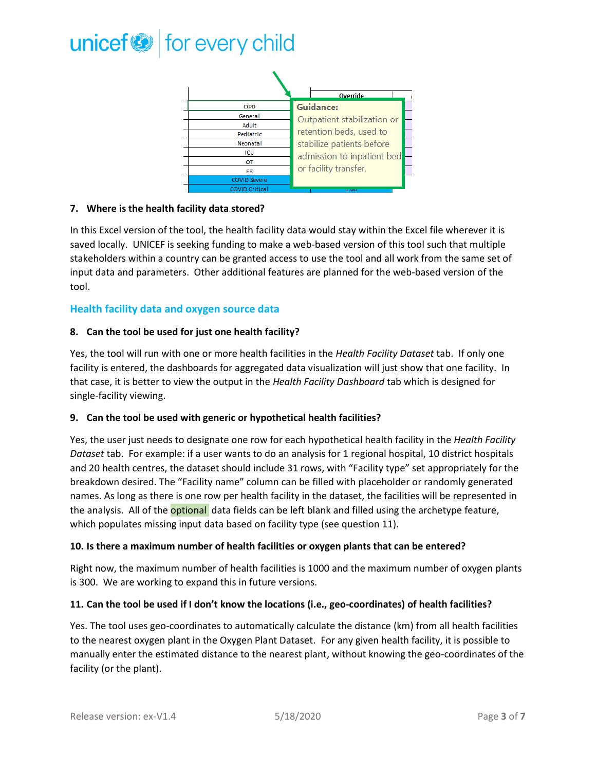| | Override |
|---|---|
| OPD | |
| General | |
| Adult | |
| Pediatric | |
| Neonatal | |
| ICU | |
| OT | |
| ER | |
| COVID Severe | |
| COVID Critical | 1.00 |

**Guidance:**
Outpatient stabilization or retention beds, used to stabilize patients before admission to inpatient bed or facility transfer.

**7. Where is the health facility data stored?**

In this Excel version of the tool, the health facility data would stay within the Excel file wherever it is saved locally. UNICEF is seeking funding to make a web-based version of this tool such that multiple stakeholders within a country can be granted access to use the tool and all work from the same set of input data and parameters. Other additional features are planned for the web-based version of the tool.

## Health facility data and oxygen source data

**8. Can the tool be used for just one health facility?**

Yes, the tool will run with one or more health facilities in the *Health Facility Dataset* tab. If only one facility is entered, the dashboards for aggregated data visualization will just show that one facility. In that case, it is better to view the output in the *Health Facility Dashboard* tab which is designed for single-facility viewing.

**9. Can the tool be used with generic or hypothetical health facilities?**

Yes, the user just needs to designate one row for each hypothetical health facility in the *Health Facility Dataset* tab. For example: if a user wants to do an analysis for 1 regional hospital, 10 district hospitals and 20 health centres, the dataset should include 31 rows, with "Facility type" set appropriately for the breakdown desired. The "Facility name" column can be filled with placeholder or randomly generated names. As long as there is one row per health facility in the dataset, the facilities will be represented in the analysis. All of the optional data fields can be left blank and filled using the archetype feature, which populates missing input data based on facility type (see question 11).

**10. Is there a maximum number of health facilities or oxygen plants that can be entered?**

Right now, the maximum number of health facilities is 1000 and the maximum number of oxygen plants is 300. We are working to expand this in future versions.

**11. Can the tool be used if I don't know the locations (i.e., geo-coordinates) of health facilities?**

Yes. The tool uses geo-coordinates to automatically calculate the distance (km) from all health facilities to the nearest oxygen plant in the Oxygen Plant Dataset. For any given health facility, it is possible to manually enter the estimated distance to the nearest plant, without knowing the geo-coordinates of the facility (or the plant).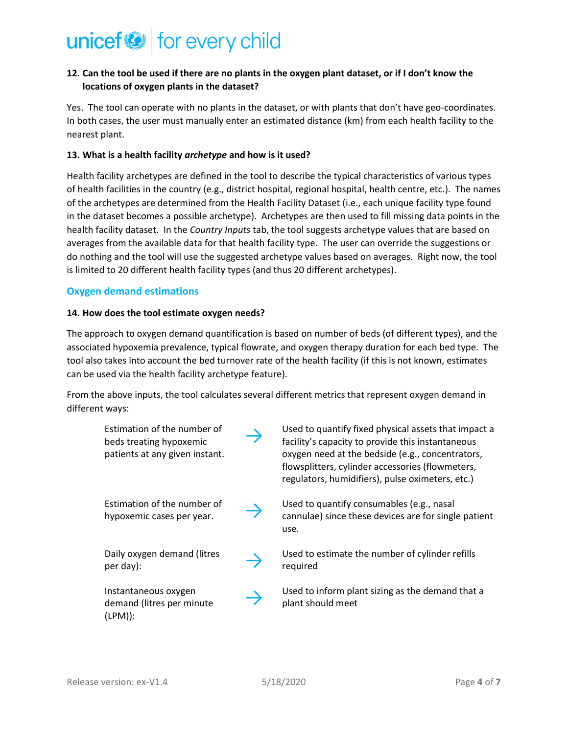**12. Can the tool be used if there are no plants in the oxygen plant dataset, or if I don't know the locations of oxygen plants in the dataset?**

Yes. The tool can operate with no plants in the dataset, or with plants that don't have geo-coordinates. In both cases, the user must manually enter an estimated distance (km) from each health facility to the nearest plant.

**13. What is a health facility *archetype* and how is it used?**

Health facility archetypes are defined in the tool to describe the typical characteristics of various types of health facilities in the country (e.g., district hospital, regional hospital, health centre, etc.). The names of the archetypes are determined from the Health Facility Dataset (i.e., each unique facility type found in the dataset becomes a possible archetype). Archetypes are then used to fill missing data points in the health facility dataset. In the *Country Inputs* tab, the tool suggests archetype values that are based on averages from the available data for that health facility type. The user can override the suggestions or do nothing and the tool will use the suggested archetype values based on averages. Right now, the tool is limited to 20 different health facility types (and thus 20 different archetypes).

## Oxygen demand estimations

**14. How does the tool estimate oxygen needs?**

The approach to oxygen demand quantification is based on number of beds (of different types), and the associated hypoxemia prevalence, typical flowrate, and oxygen therapy duration for each bed type. The tool also takes into account the bed turnover rate of the health facility (if this is not known, estimates can be used via the health facility archetype feature).

From the above inputs, the tool calculates several different metrics that represent oxygen demand in different ways:

| | | |
|---|---|---|
| Estimation of the number of beds treating hypoxemic patients at any given instant. | → | Used to quantify fixed physical assets that impact a facility's capacity to provide this instantaneous oxygen need at the bedside (e.g., concentrators, flowsplitters, cylinder accessories (flowmeters, regulators, humidifiers), pulse oximeters, etc.) |
| Estimation of the number of hypoxemic cases per year. | → | Used to quantify consumables (e.g., nasal cannulae) since these devices are for single patient use. |
| Daily oxygen demand (litres per day): | → | Used to estimate the number of cylinder refills required |
| Instantaneous oxygen demand (litres per minute (LPM)): | → | Used to inform plant sizing as the demand that a plant should meet |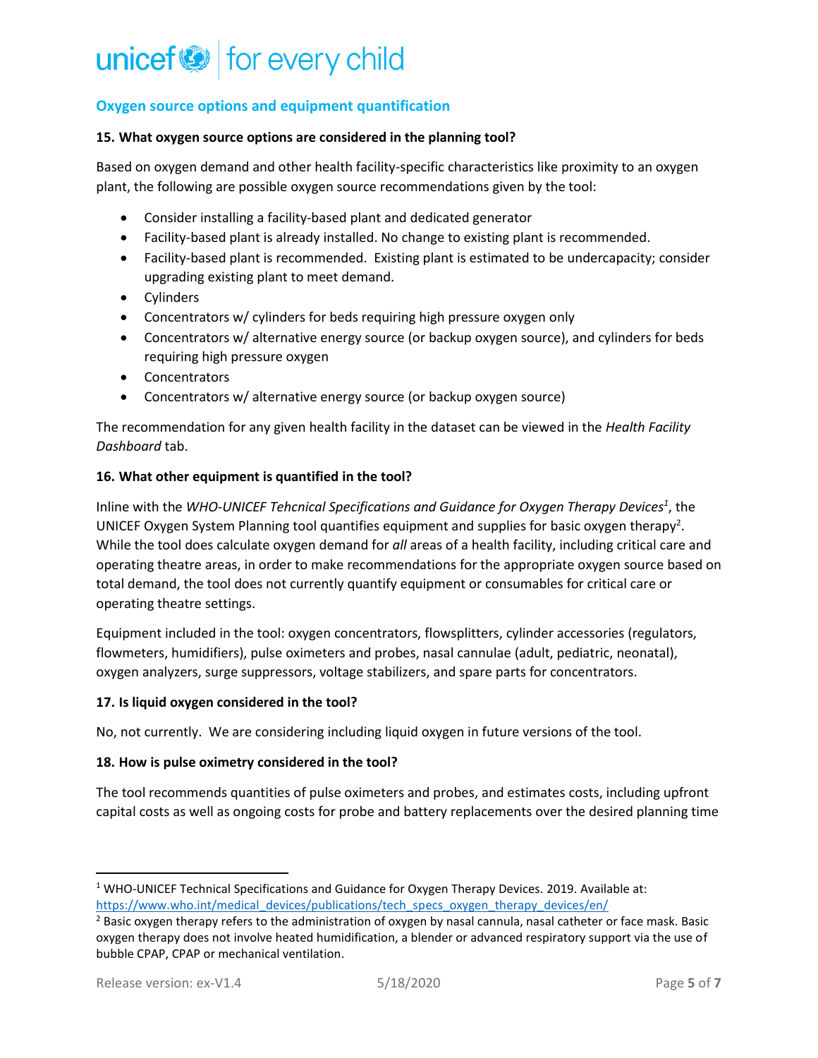## Oxygen source options and equipment quantification

**15. What oxygen source options are considered in the planning tool?**

Based on oxygen demand and other health facility-specific characteristics like proximity to an oxygen plant, the following are possible oxygen source recommendations given by the tool:

- Consider installing a facility-based plant and dedicated generator
- Facility-based plant is already installed. No change to existing plant is recommended.
- Facility-based plant is recommended. Existing plant is estimated to be undercapacity; consider upgrading existing plant to meet demand.
- Cylinders
- Concentrators w/ cylinders for beds requiring high pressure oxygen only
- Concentrators w/ alternative energy source (or backup oxygen source), and cylinders for beds requiring high pressure oxygen
- Concentrators
- Concentrators w/ alternative energy source (or backup oxygen source)

The recommendation for any given health facility in the dataset can be viewed in the *Health Facility Dashboard* tab.

**16. What other equipment is quantified in the tool?**

Inline with the *WHO-UNICEF Tehcnical Specifications and Guidance for Oxygen Therapy Devices*[1], the UNICEF Oxygen System Planning tool quantifies equipment and supplies for basic oxygen therapy[2]. While the tool does calculate oxygen demand for *all* areas of a health facility, including critical care and operating theatre areas, in order to make recommendations for the appropriate oxygen source based on total demand, the tool does not currently quantify equipment or consumables for critical care or operating theatre settings.

Equipment included in the tool: oxygen concentrators, flowsplitters, cylinder accessories (regulators, flowmeters, humidifiers), pulse oximeters and probes, nasal cannulae (adult, pediatric, neonatal), oxygen analyzers, surge suppressors, voltage stabilizers, and spare parts for concentrators.

**17. Is liquid oxygen considered in the tool?**

No, not currently. We are considering including liquid oxygen in future versions of the tool.

**18. How is pulse oximetry considered in the tool?**

The tool recommends quantities of pulse oximeters and probes, and estimates costs, including upfront capital costs as well as ongoing costs for probe and battery replacements over the desired planning time

---

[1] WHO-UNICEF Technical Specifications and Guidance for Oxygen Therapy Devices. 2019. Available at: https://www.who.int/medical_devices/publications/tech_specs_oxygen_therapy_devices/en/

[2] Basic oxygen therapy refers to the administration of oxygen by nasal cannula, nasal catheter or face mask. Basic oxygen therapy does not involve heated humidification, a blender or advanced respiratory support via the use of bubble CPAP, CPAP or mechanical ventilation.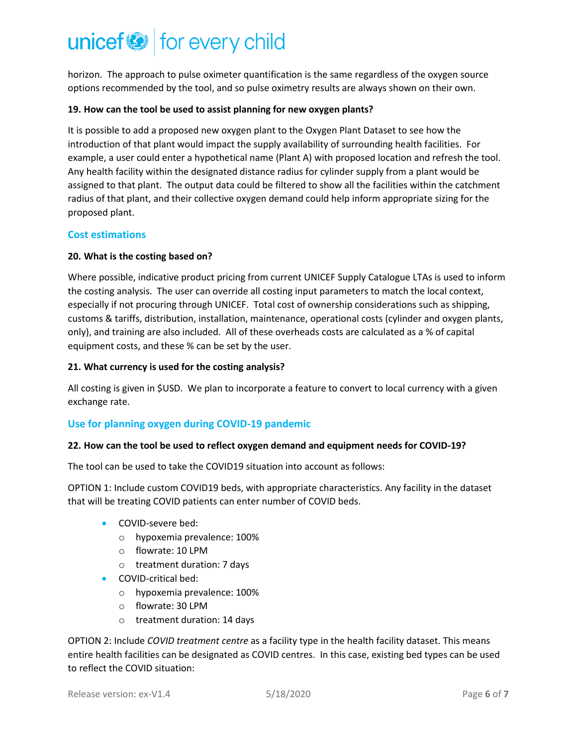horizon. The approach to pulse oximeter quantification is the same regardless of the oxygen source options recommended by the tool, and so pulse oximetry results are always shown on their own.

**19. How can the tool be used to assist planning for new oxygen plants?**

It is possible to add a proposed new oxygen plant to the Oxygen Plant Dataset to see how the introduction of that plant would impact the supply availability of surrounding health facilities. For example, a user could enter a hypothetical name (Plant A) with proposed location and refresh the tool. Any health facility within the designated distance radius for cylinder supply from a plant would be assigned to that plant. The output data could be filtered to show all the facilities within the catchment radius of that plant, and their collective oxygen demand could help inform appropriate sizing for the proposed plant.

## Cost estimations

**20. What is the costing based on?**

Where possible, indicative product pricing from current UNICEF Supply Catalogue LTAs is used to inform the costing analysis. The user can override all costing input parameters to match the local context, especially if not procuring through UNICEF. Total cost of ownership considerations such as shipping, customs & tariffs, distribution, installation, maintenance, operational costs (cylinder and oxygen plants, only), and training are also included. All of these overheads costs are calculated as a % of capital equipment costs, and these % can be set by the user.

**21. What currency is used for the costing analysis?**

All costing is given in $USD. We plan to incorporate a feature to convert to local currency with a given exchange rate.

## Use for planning oxygen during COVID-19 pandemic

**22. How can the tool be used to reflect oxygen demand and equipment needs for COVID-19?**

The tool can be used to take the COVID19 situation into account as follows:

OPTION 1: Include custom COVID19 beds, with appropriate characteristics. Any facility in the dataset that will be treating COVID patients can enter number of COVID beds.

- COVID-severe bed:
  - hypoxemia prevalence: 100%
  - flowrate: 10 LPM
  - treatment duration: 7 days
- COVID-critical bed:
  - hypoxemia prevalence: 100%
  - flowrate: 30 LPM
  - treatment duration: 14 days

OPTION 2: Include *COVID treatment centre* as a facility type in the health facility dataset. This means entire health facilities can be designated as COVID centres. In this case, existing bed types can be used to reflect the COVID situation: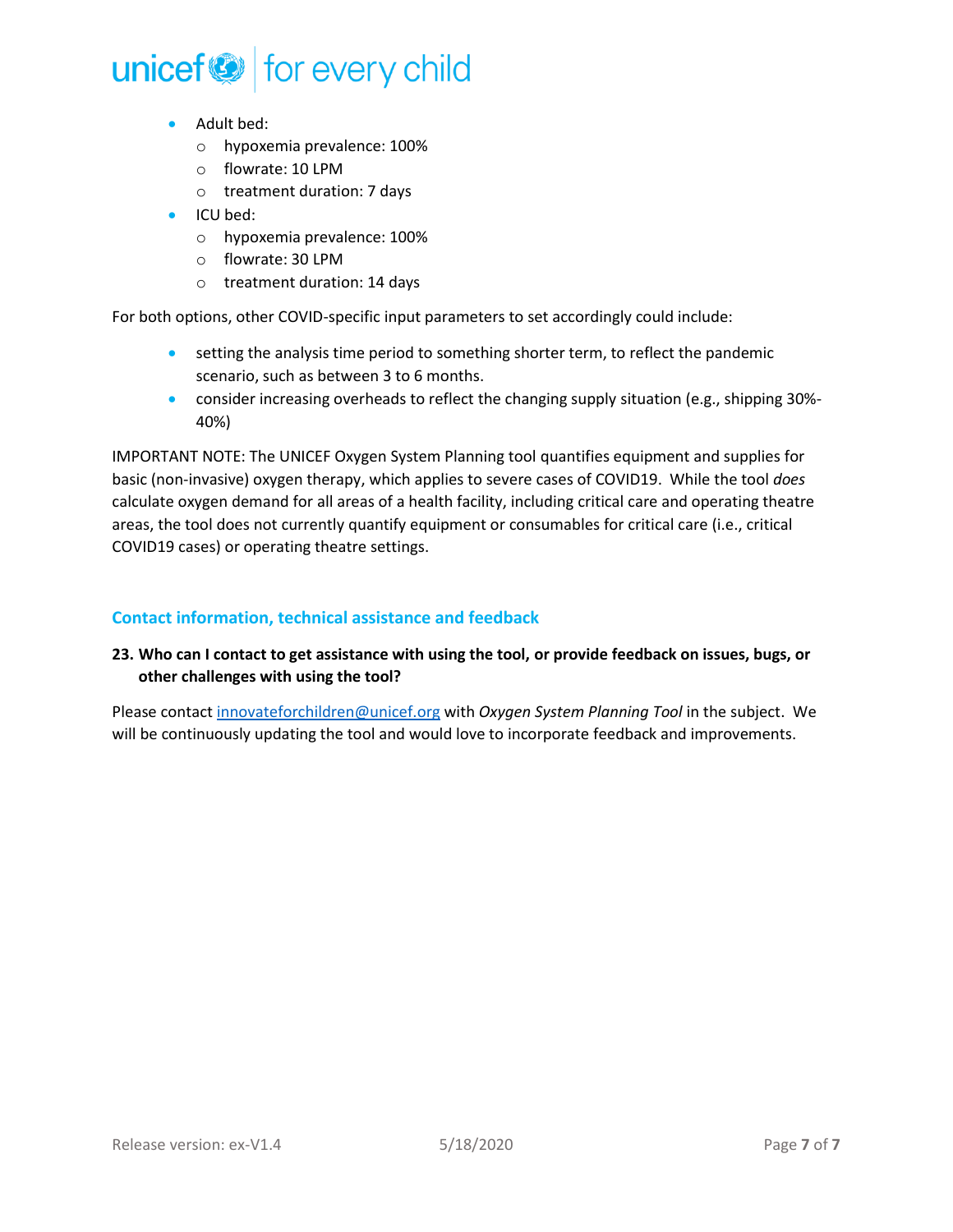- Adult bed:
    - hypoxemia prevalence: 100%
    - flowrate: 10 LPM
    - treatment duration: 7 days
- ICU bed:
    - hypoxemia prevalence: 100%
    - flowrate: 30 LPM
    - treatment duration: 14 days

For both options, other COVID-specific input parameters to set accordingly could include:

- setting the analysis time period to something shorter term, to reflect the pandemic scenario, such as between 3 to 6 months.
- consider increasing overheads to reflect the changing supply situation (e.g., shipping 30%-40%)

IMPORTANT NOTE: The UNICEF Oxygen System Planning tool quantifies equipment and supplies for basic (non-invasive) oxygen therapy, which applies to severe cases of COVID19. While the tool *does* calculate oxygen demand for all areas of a health facility, including critical care and operating theatre areas, the tool does not currently quantify equipment or consumables for critical care (i.e., critical COVID19 cases) or operating theatre settings.

## Contact information, technical assistance and feedback

**23. Who can I contact to get assistance with using the tool, or provide feedback on issues, bugs, or other challenges with using the tool?**

Please contact innovateforchildren@unicef.org with *Oxygen System Planning Tool* in the subject. We will be continuously updating the tool and would love to incorporate feedback and improvements.